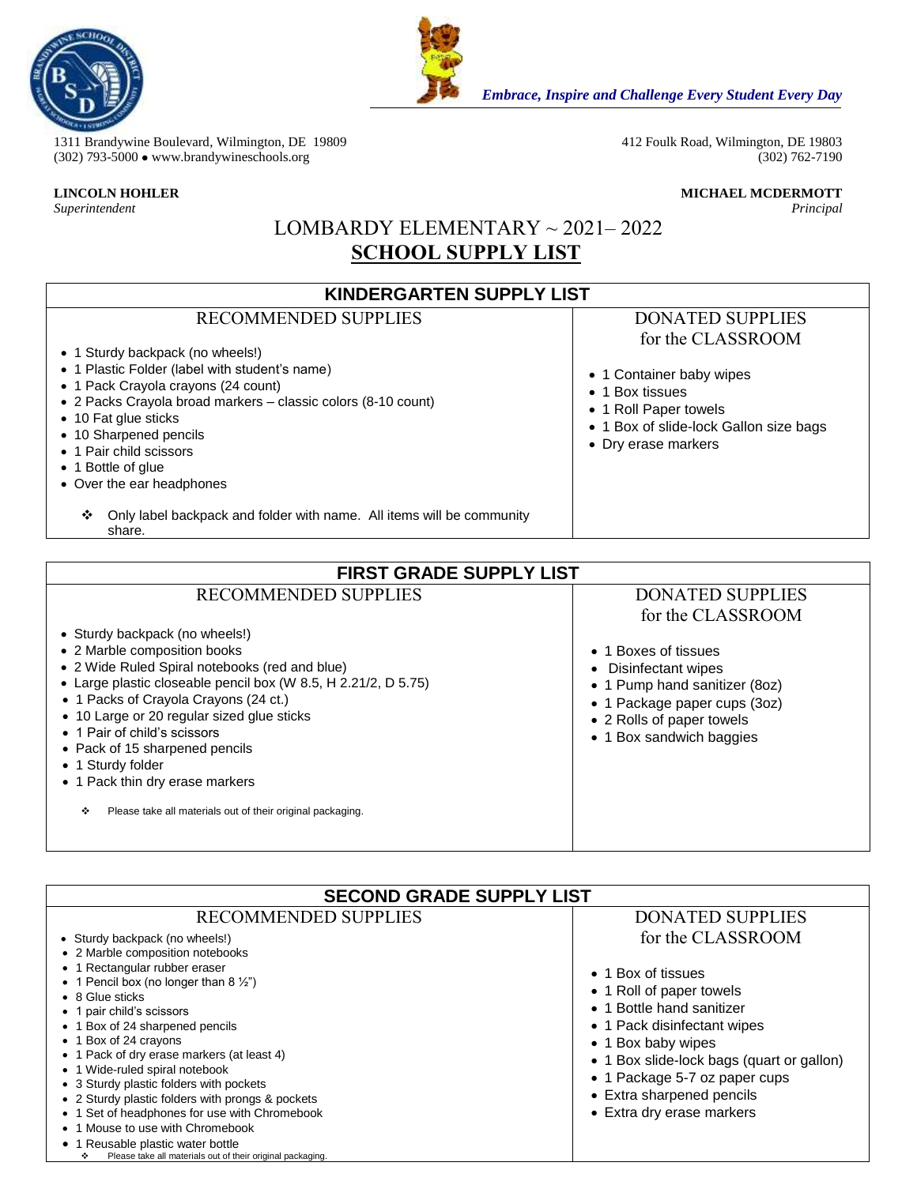*Embrace, Inspire and Challenge Every Student Every Day*

1311 Brandywine Boulevard, Wilmington, DE 19809
(302) 793-5000 • www.brandywineschools.org

412 Foulk Road, Wilmington, DE 19803
(302) 762-7190

**LINCOLN HOHLER**
*Superintendent*

**MICHAEL MCDERMOTT**
*Principal*

# LOMBARDY ELEMENTARY ~ 2021– 2022

# SCHOOL SUPPLY LIST

## KINDERGARTEN SUPPLY LIST

### RECOMMENDED SUPPLIES

- 1 Sturdy backpack (no wheels!)
- 1 Plastic Folder (label with student's name)
- 1 Pack Crayola crayons (24 count)
- 2 Packs Crayola broad markers – classic colors (8-10 count)
- 10 Fat glue sticks
- 10 Sharpened pencils
- 1 Pair child scissors
- 1 Bottle of glue
- Over the ear headphones

❖ Only label backpack and folder with name. All items will be community share.

### DONATED SUPPLIES for the CLASSROOM

- 1 Container baby wipes
- 1 Box tissues
- 1 Roll Paper towels
- 1 Box of slide-lock Gallon size bags
- Dry erase markers

## FIRST GRADE SUPPLY LIST

### RECOMMENDED SUPPLIES

- Sturdy backpack (no wheels!)
- 2 Marble composition books
- 2 Wide Ruled Spiral notebooks (red and blue)
- Large plastic closeable pencil box (W 8.5, H 2.21/2, D 5.75)
- 1 Packs of Crayola Crayons (24 ct.)
- 10 Large or 20 regular sized glue sticks
- 1 Pair of child's scissors
- Pack of 15 sharpened pencils
- 1 Sturdy folder
- 1 Pack thin dry erase markers

❖ Please take all materials out of their original packaging.

### DONATED SUPPLIES for the CLASSROOM

- 1 Boxes of tissues
- Disinfectant wipes
- 1 Pump hand sanitizer (8oz)
- 1 Package paper cups (3oz)
- 2 Rolls of paper towels
- 1 Box sandwich baggies

## SECOND GRADE SUPPLY LIST

### RECOMMENDED SUPPLIES

- Sturdy backpack (no wheels!)
- 2 Marble composition notebooks
- 1 Rectangular rubber eraser
- 1 Pencil box (no longer than 8 ½")
- 8 Glue sticks
- 1 pair child's scissors
- 1 Box of 24 sharpened pencils
- 1 Box of 24 crayons
- 1 Pack of dry erase markers (at least 4)
- 1 Wide-ruled spiral notebook
- 3 Sturdy plastic folders with pockets
- 2 Sturdy plastic folders with prongs & pockets
- 1 Set of headphones for use with Chromebook
- 1 Mouse to use with Chromebook
- 1 Reusable plastic water bottle

❖ Please take all materials out of their original packaging.

### DONATED SUPPLIES for the CLASSROOM

- 1 Box of tissues
- 1 Roll of paper towels
- 1 Bottle hand sanitizer
- 1 Pack disinfectant wipes
- 1 Box baby wipes
- 1 Box slide-lock bags (quart or gallon)
- 1 Package 5-7 oz paper cups
- Extra sharpened pencils
- Extra dry erase markers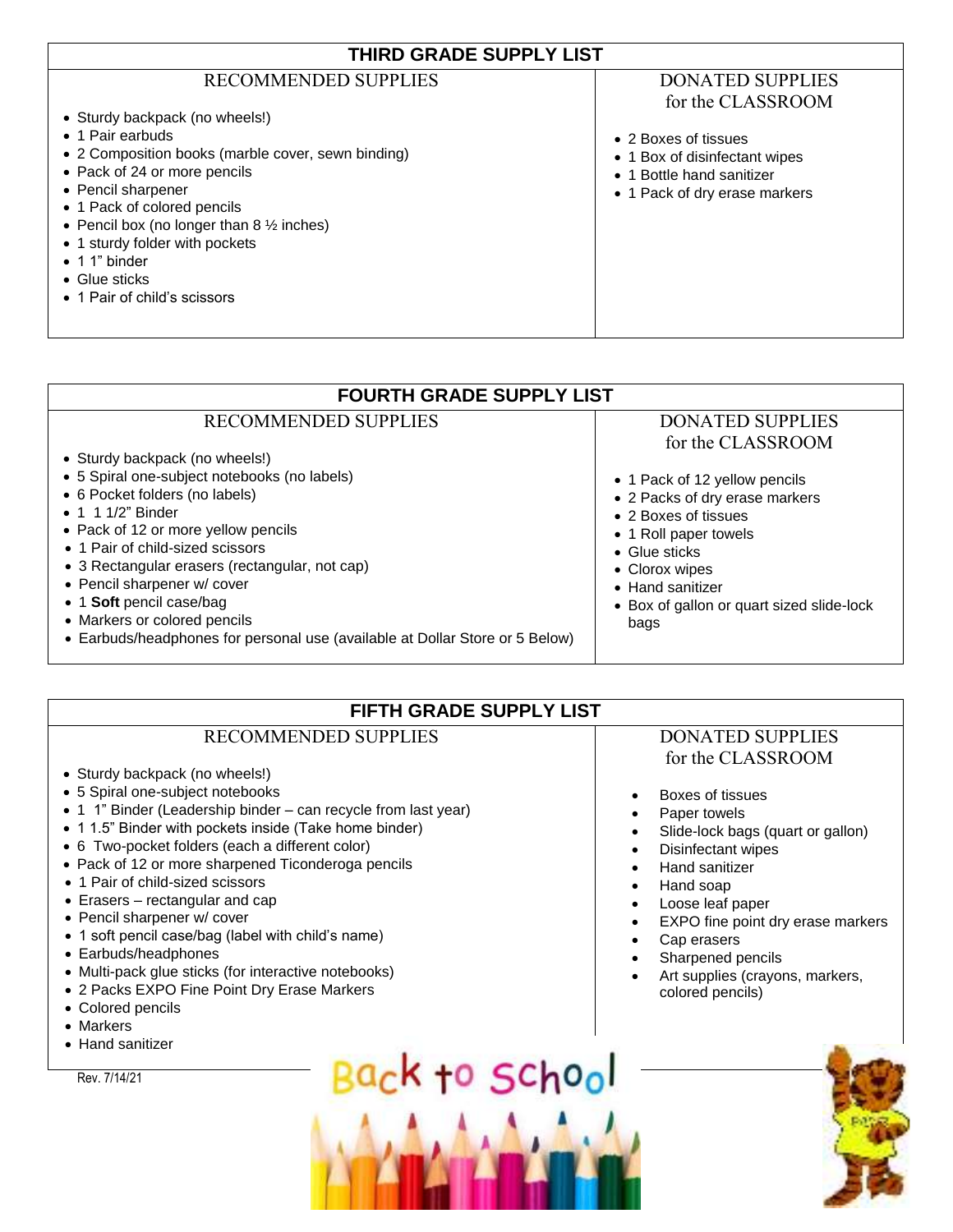## THIRD GRADE SUPPLY LIST

### RECOMMENDED SUPPLIES

- Sturdy backpack (no wheels!)
- 1 Pair earbuds
- 2 Composition books (marble cover, sewn binding)
- Pack of 24 or more pencils
- Pencil sharpener
- 1 Pack of colored pencils
- Pencil box (no longer than 8 ½ inches)
- 1 sturdy folder with pockets
- 1 1" binder
- Glue sticks
- 1 Pair of child's scissors

### DONATED SUPPLIES for the CLASSROOM

- 2 Boxes of tissues
- 1 Box of disinfectant wipes
- 1 Bottle hand sanitizer
- 1 Pack of dry erase markers

## FOURTH GRADE SUPPLY LIST

### RECOMMENDED SUPPLIES

- Sturdy backpack (no wheels!)
- 5 Spiral one-subject notebooks (no labels)
- 6 Pocket folders (no labels)
- 1 1 1/2" Binder
- Pack of 12 or more yellow pencils
- 1 Pair of child-sized scissors
- 3 Rectangular erasers (rectangular, not cap)
- Pencil sharpener w/ cover
- 1 **Soft** pencil case/bag
- Markers or colored pencils
- Earbuds/headphones for personal use (available at Dollar Store or 5 Below)

### DONATED SUPPLIES for the CLASSROOM

- 1 Pack of 12 yellow pencils
- 2 Packs of dry erase markers
- 2 Boxes of tissues
- 1 Roll paper towels
- Glue sticks
- Clorox wipes
- Hand sanitizer
- Box of gallon or quart sized slide-lock bags

## FIFTH GRADE SUPPLY LIST

### RECOMMENDED SUPPLIES

- Sturdy backpack (no wheels!)
- 5 Spiral one-subject notebooks
- 1 1" Binder (Leadership binder – can recycle from last year)
- 1 1.5" Binder with pockets inside (Take home binder)
- 6 Two-pocket folders (each a different color)
- Pack of 12 or more sharpened Ticonderoga pencils
- 1 Pair of child-sized scissors
- Erasers – rectangular and cap
- Pencil sharpener w/ cover
- 1 soft pencil case/bag (label with child's name)
- Earbuds/headphones
- Multi-pack glue sticks (for interactive notebooks)
- 2 Packs EXPO Fine Point Dry Erase Markers
- Colored pencils
- Markers
- Hand sanitizer

### DONATED SUPPLIES for the CLASSROOM

- Boxes of tissues
- Paper towels
- Slide-lock bags (quart or gallon)
- Disinfectant wipes
- Hand sanitizer
- Hand soap
- Loose leaf paper
- EXPO fine point dry erase markers
- Cap erasers
- Sharpened pencils
- Art supplies (crayons, markers, colored pencils)

Rev. 7/14/21